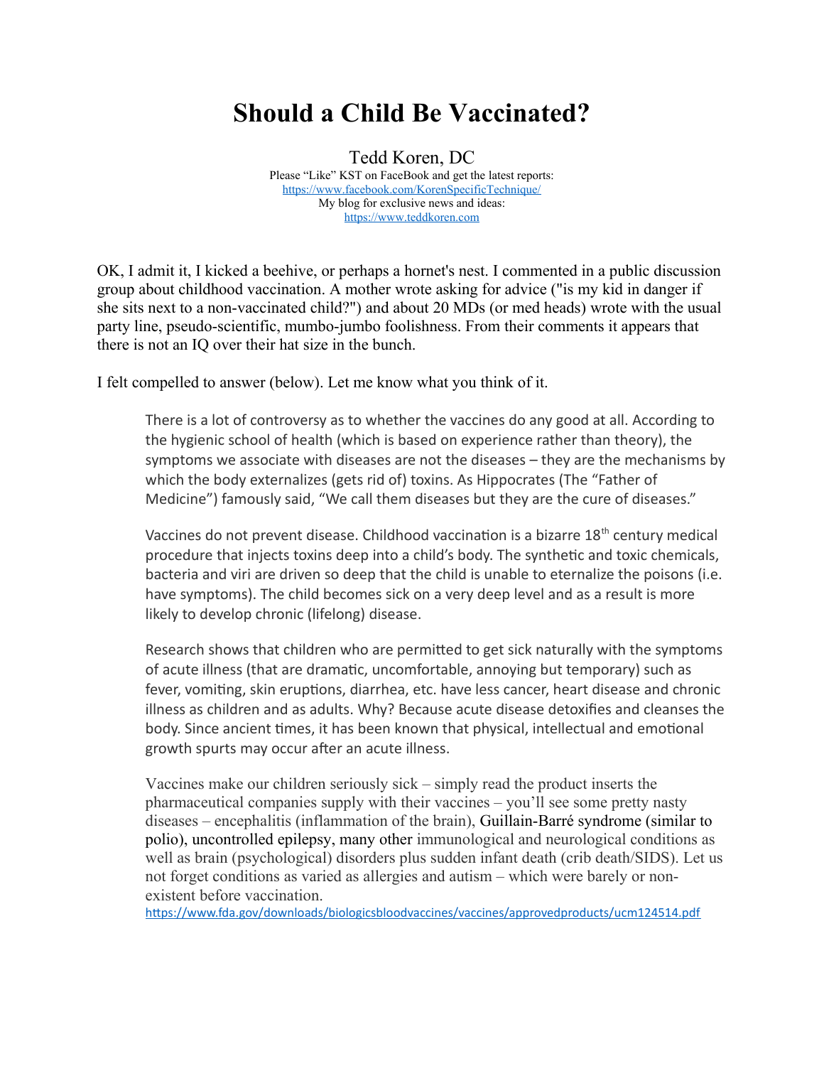# Should a Child Be Vaccinated?

Tedd Koren, DC

Please "Like" KST on FaceBook and get the latest reports:
https://www.facebook.com/KorenSpecificTechnique/
My blog for exclusive news and ideas:
https://www.teddkoren.com

OK, I admit it, I kicked a beehive, or perhaps a hornet's nest. I commented in a public discussion group about childhood vaccination. A mother wrote asking for advice ("is my kid in danger if she sits next to a non-vaccinated child?") and about 20 MDs (or med heads) wrote with the usual party line, pseudo-scientific, mumbo-jumbo foolishness. From their comments it appears that there is not an IQ over their hat size in the bunch.

I felt compelled to answer (below). Let me know what you think of it.

> There is a lot of controversy as to whether the vaccines do any good at all. According to the hygienic school of health (which is based on experience rather than theory), the symptoms we associate with diseases are not the diseases – they are the mechanisms by which the body externalizes (gets rid of) toxins. As Hippocrates (The "Father of Medicine") famously said, "We call them diseases but they are the cure of diseases."
>
> Vaccines do not prevent disease. Childhood vaccination is a bizarre 18th century medical procedure that injects toxins deep into a child's body. The synthetic and toxic chemicals, bacteria and viri are driven so deep that the child is unable to eternalize the poisons (i.e. have symptoms). The child becomes sick on a very deep level and as a result is more likely to develop chronic (lifelong) disease.
>
> Research shows that children who are permitted to get sick naturally with the symptoms of acute illness (that are dramatic, uncomfortable, annoying but temporary) such as fever, vomiting, skin eruptions, diarrhea, etc. have less cancer, heart disease and chronic illness as children and as adults. Why? Because acute disease detoxifies and cleanses the body. Since ancient times, it has been known that physical, intellectual and emotional growth spurts may occur after an acute illness.
>
> Vaccines make our children seriously sick – simply read the product inserts the pharmaceutical companies supply with their vaccines – you'll see some pretty nasty diseases – encephalitis (inflammation of the brain), Guillain-Barré syndrome (similar to polio), uncontrolled epilepsy, many other immunological and neurological conditions as well as brain (psychological) disorders plus sudden infant death (crib death/SIDS). Let us not forget conditions as varied as allergies and autism – which were barely or non-existent before vaccination.
> https://www.fda.gov/downloads/biologicsbloodvaccines/vaccines/approvedproducts/ucm124514.pdf